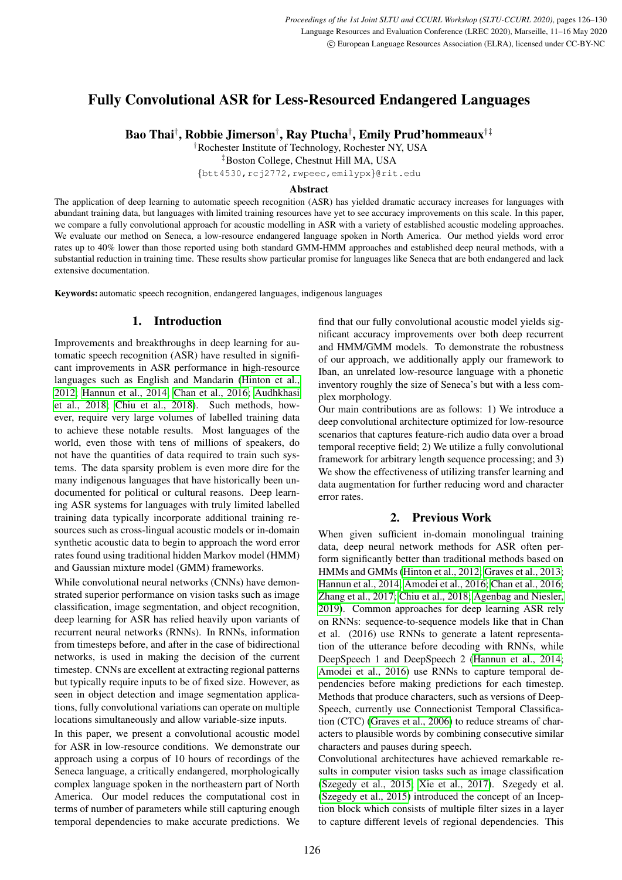# Fully Convolutional ASR for Less-Resourced Endangered Languages

**Bao Thai[†], Robbie Jimerson[†], Ray Ptucha[†], Emily Prud'hommeaux[†‡]**

[†]Rochester Institute of Technology, Rochester NY, USA

[‡]Boston College, Chestnut Hill MA, USA

{btt4530,rcj2772,rwpeec,emilypx}@rit.edu

### Abstract

The application of deep learning to automatic speech recognition (ASR) has yielded dramatic accuracy increases for languages with abundant training data, but languages with limited training resources have yet to see accuracy improvements on this scale. In this paper, we compare a fully convolutional approach for acoustic modelling in ASR with a variety of established acoustic modeling approaches. We evaluate our method on Seneca, a low-resource endangered language spoken in North America. Our method yields word error rates up to 40% lower than those reported using both standard GMM-HMM approaches and established deep neural methods, with a substantial reduction in training time. These results show particular promise for languages like Seneca that are both endangered and lack extensive documentation.

**Keywords:** automatic speech recognition, endangered languages, indigenous languages

## 1. Introduction

Improvements and breakthroughs in deep learning for automatic speech recognition (ASR) have resulted in significant improvements in ASR performance in high-resource languages such as English and Mandarin (Hinton et al., 2012; Hannun et al., 2014; Chan et al., 2016; Audhkhasi et al., 2018; Chiu et al., 2018). Such methods, however, require very large volumes of labelled training data to achieve these notable results. Most languages of the world, even those with tens of millions of speakers, do not have the quantities of data required to train such systems. The data sparsity problem is even more dire for the many indigenous languages that have historically been undocumented for political or cultural reasons. Deep learning ASR systems for languages with truly limited labelled training data typically incorporate additional training resources such as cross-lingual acoustic models or in-domain synthetic acoustic data to begin to approach the word error rates found using traditional hidden Markov model (HMM) and Gaussian mixture model (GMM) frameworks.

While convolutional neural networks (CNNs) have demonstrated superior performance on vision tasks such as image classification, image segmentation, and object recognition, deep learning for ASR has relied heavily upon variants of recurrent neural networks (RNNs). In RNNs, information from timesteps before, and after in the case of bidirectional networks, is used in making the decision of the current timestep. CNNs are excellent at extracting regional patterns but typically require inputs to be of fixed size. However, as seen in object detection and image segmentation applications, fully convolutional variations can operate on multiple locations simultaneously and allow variable-size inputs.

In this paper, we present a convolutional acoustic model for ASR in low-resource conditions. We demonstrate our approach using a corpus of 10 hours of recordings of the Seneca language, a critically endangered, morphologically complex language spoken in the northeastern part of North America. Our model reduces the computational cost in terms of number of parameters while still capturing enough temporal dependencies to make accurate predictions. We find that our fully convolutional acoustic model yields significant accuracy improvements over both deep recurrent and HMM/GMM models. To demonstrate the robustness of our approach, we additionally apply our framework to Iban, an unrelated low-resource language with a phonetic inventory roughly the size of Seneca's but with a less complex morphology.

Our main contributions are as follows: 1) We introduce a deep convolutional architecture optimized for low-resource scenarios that captures feature-rich audio data over a broad temporal receptive field; 2) We utilize a fully convolutional framework for arbitrary length sequence processing; and 3) We show the effectiveness of utilizing transfer learning and data augmentation for further reducing word and character error rates.

## 2. Previous Work

When given sufficient in-domain monolingual training data, deep neural network methods for ASR often perform significantly better than traditional methods based on HMMs and GMMs (Hinton et al., 2012; Graves et al., 2013; Hannun et al., 2014; Amodei et al., 2016; Chan et al., 2016; Zhang et al., 2017; Chiu et al., 2018; Agenbag and Niesler, 2019). Common approaches for deep learning ASR rely on RNNs: sequence-to-sequence models like that in Chan et al. (2016) use RNNs to generate a latent representation of the utterance before decoding with RNNs, while DeepSpeech 1 and DeepSpeech 2 (Hannun et al., 2014; Amodei et al., 2016) use RNNs to capture temporal dependencies before making predictions for each timestep. Methods that produce characters, such as versions of DeepSpeech, currently use Connectionist Temporal Classification (CTC) (Graves et al., 2006) to reduce streams of characters to plausible words by combining consecutive similar characters and pauses during speech.

Convolutional architectures have achieved remarkable results in computer vision tasks such as image classification (Szegedy et al., 2015; Xie et al., 2017). Szegedy et al. (Szegedy et al., 2015) introduced the concept of an Inception block which consists of multiple filter sizes in a layer to capture different levels of regional dependencies. This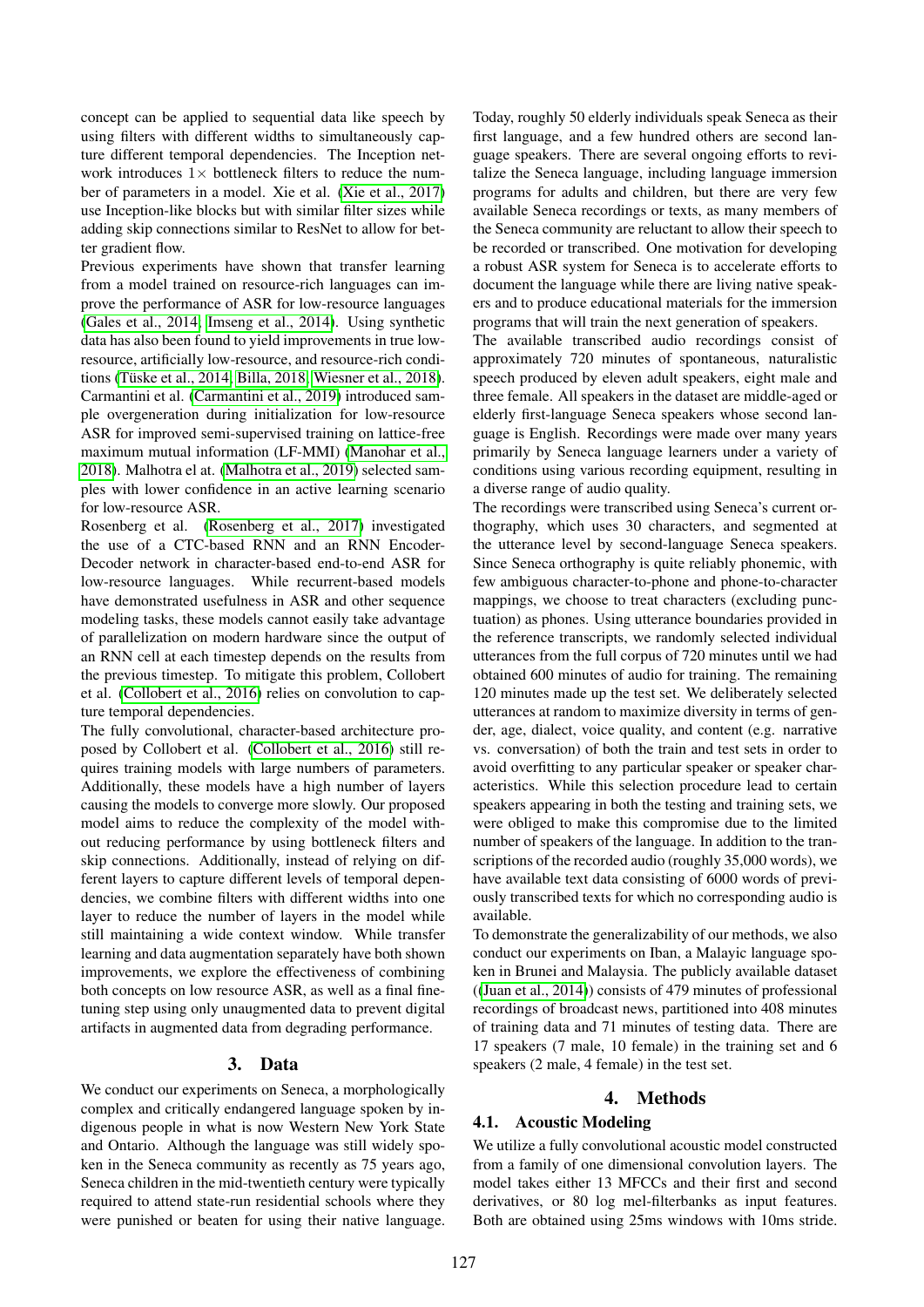concept can be applied to sequential data like speech by using filters with different widths to simultaneously capture different temporal dependencies. The Inception network introduces $1\times$ bottleneck filters to reduce the number of parameters in a model. Xie et al. (Xie et al., 2017) use Inception-like blocks but with similar filter sizes while adding skip connections similar to ResNet to allow for better gradient flow.

Previous experiments have shown that transfer learning from a model trained on resource-rich languages can improve the performance of ASR for low-resource languages (Gales et al., 2014; Imseng et al., 2014). Using synthetic data has also been found to yield improvements in true low-resource, artificially low-resource, and resource-rich conditions (Tüske et al., 2014; Billa, 2018; Wiesner et al., 2018). Carmantini et al. (Carmantini et al., 2019) introduced sample overgeneration during initialization for low-resource ASR for improved semi-supervised training on lattice-free maximum mutual information (LF-MMI) (Manohar et al., 2018). Malhotra el at. (Malhotra et al., 2019) selected samples with lower confidence in an active learning scenario for low-resource ASR.

Rosenberg et al. (Rosenberg et al., 2017) investigated the use of a CTC-based RNN and an RNN Encoder-Decoder network in character-based end-to-end ASR for low-resource languages. While recurrent-based models have demonstrated usefulness in ASR and other sequence modeling tasks, these models cannot easily take advantage of parallelization on modern hardware since the output of an RNN cell at each timestep depends on the results from the previous timestep. To mitigate this problem, Collobert et al. (Collobert et al., 2016) relies on convolution to capture temporal dependencies.

The fully convolutional, character-based architecture proposed by Collobert et al. (Collobert et al., 2016) still requires training models with large numbers of parameters. Additionally, these models have a high number of layers causing the models to converge more slowly. Our proposed model aims to reduce the complexity of the model without reducing performance by using bottleneck filters and skip connections. Additionally, instead of relying on different layers to capture different levels of temporal dependencies, we combine filters with different widths into one layer to reduce the number of layers in the model while still maintaining a wide context window. While transfer learning and data augmentation separately have both shown improvements, we explore the effectiveness of combining both concepts on low resource ASR, as well as a final fine-tuning step using only unaugmented data to prevent digital artifacts in augmented data from degrading performance.

## 3. Data

We conduct our experiments on Seneca, a morphologically complex and critically endangered language spoken by indigenous people in what is now Western New York State and Ontario. Although the language was still widely spoken in the Seneca community as recently as 75 years ago, Seneca children in the mid-twentieth century were typically required to attend state-run residential schools where they were punished or beaten for using their native language. Today, roughly 50 elderly individuals speak Seneca as their first language, and a few hundred others are second language speakers. There are several ongoing efforts to revitalize the Seneca language, including language immersion programs for adults and children, but there are very few available Seneca recordings or texts, as many members of the Seneca community are reluctant to allow their speech to be recorded or transcribed. One motivation for developing a robust ASR system for Seneca is to accelerate efforts to document the language while there are living native speakers and to produce educational materials for the immersion programs that will train the next generation of speakers.

The available transcribed audio recordings consist of approximately 720 minutes of spontaneous, naturalistic speech produced by eleven adult speakers, eight male and three female. All speakers in the dataset are middle-aged or elderly first-language Seneca speakers whose second language is English. Recordings were made over many years primarily by Seneca language learners under a variety of conditions using various recording equipment, resulting in a diverse range of audio quality.

The recordings were transcribed using Seneca's current orthography, which uses 30 characters, and segmented at the utterance level by second-language Seneca speakers. Since Seneca orthography is quite reliably phonemic, with few ambiguous character-to-phone and phone-to-character mappings, we choose to treat characters (excluding punctuation) as phones. Using utterance boundaries provided in the reference transcripts, we randomly selected individual utterances from the full corpus of 720 minutes until we had obtained 600 minutes of audio for training. The remaining 120 minutes made up the test set. We deliberately selected utterances at random to maximize diversity in terms of gender, age, dialect, voice quality, and content (e.g. narrative vs. conversation) of both the train and test sets in order to avoid overfitting to any particular speaker or speaker characteristics. While this selection procedure lead to certain speakers appearing in both the testing and training sets, we were obliged to make this compromise due to the limited number of speakers of the language. In addition to the transcriptions of the recorded audio (roughly 35,000 words), we have available text data consisting of 6000 words of previously transcribed texts for which no corresponding audio is available.

To demonstrate the generalizability of our methods, we also conduct our experiments on Iban, a Malayic language spoken in Brunei and Malaysia. The publicly available dataset ((Juan et al., 2014)) consists of 479 minutes of professional recordings of broadcast news, partitioned into 408 minutes of training data and 71 minutes of testing data. There are 17 speakers (7 male, 10 female) in the training set and 6 speakers (2 male, 4 female) in the test set.

## 4. Methods

### 4.1. Acoustic Modeling

We utilize a fully convolutional acoustic model constructed from a family of one dimensional convolution layers. The model takes either 13 MFCCs and their first and second derivatives, or 80 log mel-filterbanks as input features. Both are obtained using 25ms windows with 10ms stride.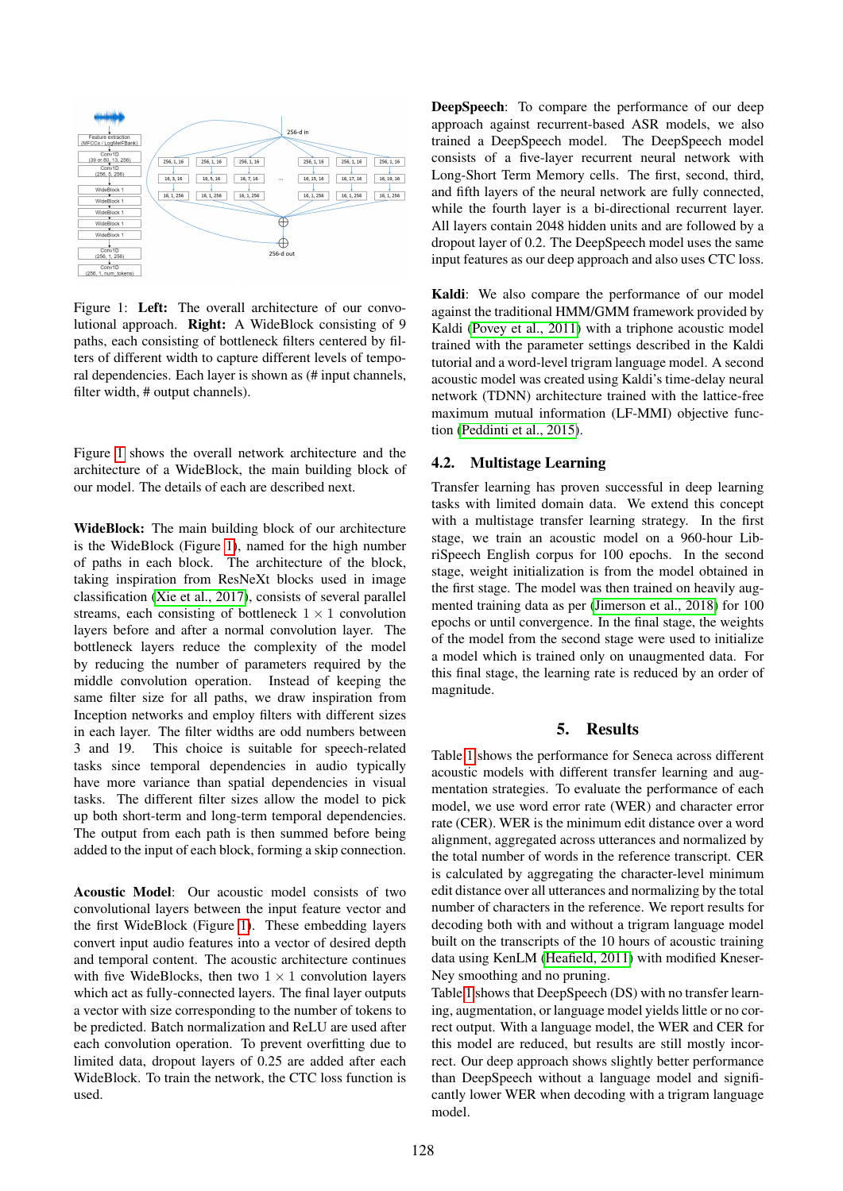Figure 1: **Left:** The overall architecture of our convolutional approach. **Right:** A WideBlock consisting of 9 paths, each consisting of bottleneck filters centered by filters of different width to capture different levels of temporal dependencies. Each layer is shown as (# input channels, filter width, # output channels).

Figure 1 shows the overall network architecture and the architecture of a WideBlock, the main building block of our model. The details of each are described next.

**WideBlock:** The main building block of our architecture is the WideBlock (Figure 1), named for the high number of paths in each block. The architecture of the block, taking inspiration from ResNeXt blocks used in image classification (Xie et al., 2017), consists of several parallel streams, each consisting of bottleneck $1 \times 1$ convolution layers before and after a normal convolution layer. The bottleneck layers reduce the complexity of the model by reducing the number of parameters required by the middle convolution operation. Instead of keeping the same filter size for all paths, we draw inspiration from Inception networks and employ filters with different sizes in each layer. The filter widths are odd numbers between 3 and 19. This choice is suitable for speech-related tasks since temporal dependencies in audio typically have more variance than spatial dependencies in visual tasks. The different filter sizes allow the model to pick up both short-term and long-term temporal dependencies. The output from each path is then summed before being added to the input of each block, forming a skip connection.

**Acoustic Model**: Our acoustic model consists of two convolutional layers between the input feature vector and the first WideBlock (Figure 1). These embedding layers convert input audio features into a vector of desired depth and temporal content. The acoustic architecture continues with five WideBlocks, then two $1 \times 1$ convolution layers which act as fully-connected layers. The final layer outputs a vector with size corresponding to the number of tokens to be predicted. Batch normalization and ReLU are used after each convolution operation. To prevent overfitting due to limited data, dropout layers of 0.25 are added after each WideBlock. To train the network, the CTC loss function is used.

**DeepSpeech**: To compare the performance of our deep approach against recurrent-based ASR models, we also trained a DeepSpeech model. The DeepSpeech model consists of a five-layer recurrent neural network with Long-Short Term Memory cells. The first, second, third, and fifth layers of the neural network are fully connected, while the fourth layer is a bi-directional recurrent layer. All layers contain 2048 hidden units and are followed by a dropout layer of 0.2. The DeepSpeech model uses the same input features as our deep approach and also uses CTC loss.

**Kaldi**: We also compare the performance of our model against the traditional HMM/GMM framework provided by Kaldi (Povey et al., 2011) with a triphone acoustic model trained with the parameter settings described in the Kaldi tutorial and a word-level trigram language model. A second acoustic model was created using Kaldi's time-delay neural network (TDNN) architecture trained with the lattice-free maximum mutual information (LF-MMI) objective function (Peddinti et al., 2015).

### 4.2. Multistage Learning

Transfer learning has proven successful in deep learning tasks with limited domain data. We extend this concept with a multistage transfer learning strategy. In the first stage, we train an acoustic model on a 960-hour LibriSpeech English corpus for 100 epochs. In the second stage, weight initialization is from the model obtained in the first stage. The model was then trained on heavily augmented training data as per (Jimerson et al., 2018) for 100 epochs or until convergence. In the final stage, the weights of the model from the second stage were used to initialize a model which is trained only on unaugmented data. For this final stage, the learning rate is reduced by an order of magnitude.

## 5. Results

Table 1 shows the performance for Seneca across different acoustic models with different transfer learning and augmentation strategies. To evaluate the performance of each model, we use word error rate (WER) and character error rate (CER). WER is the minimum edit distance over a word alignment, aggregated across utterances and normalized by the total number of words in the reference transcript. CER is calculated by aggregating the character-level minimum edit distance over all utterances and normalizing by the total number of characters in the reference. We report results for decoding both with and without a trigram language model built on the transcripts of the 10 hours of acoustic training data using KenLM (Heafield, 2011) with modified Kneser-Ney smoothing and no pruning.

Table 1 shows that DeepSpeech (DS) with no transfer learning, augmentation, or language model yields little or no correct output. With a language model, the WER and CER for this model are reduced, but results are still mostly incorrect. Our deep approach shows slightly better performance than DeepSpeech without a language model and significantly lower WER when decoding with a trigram language model.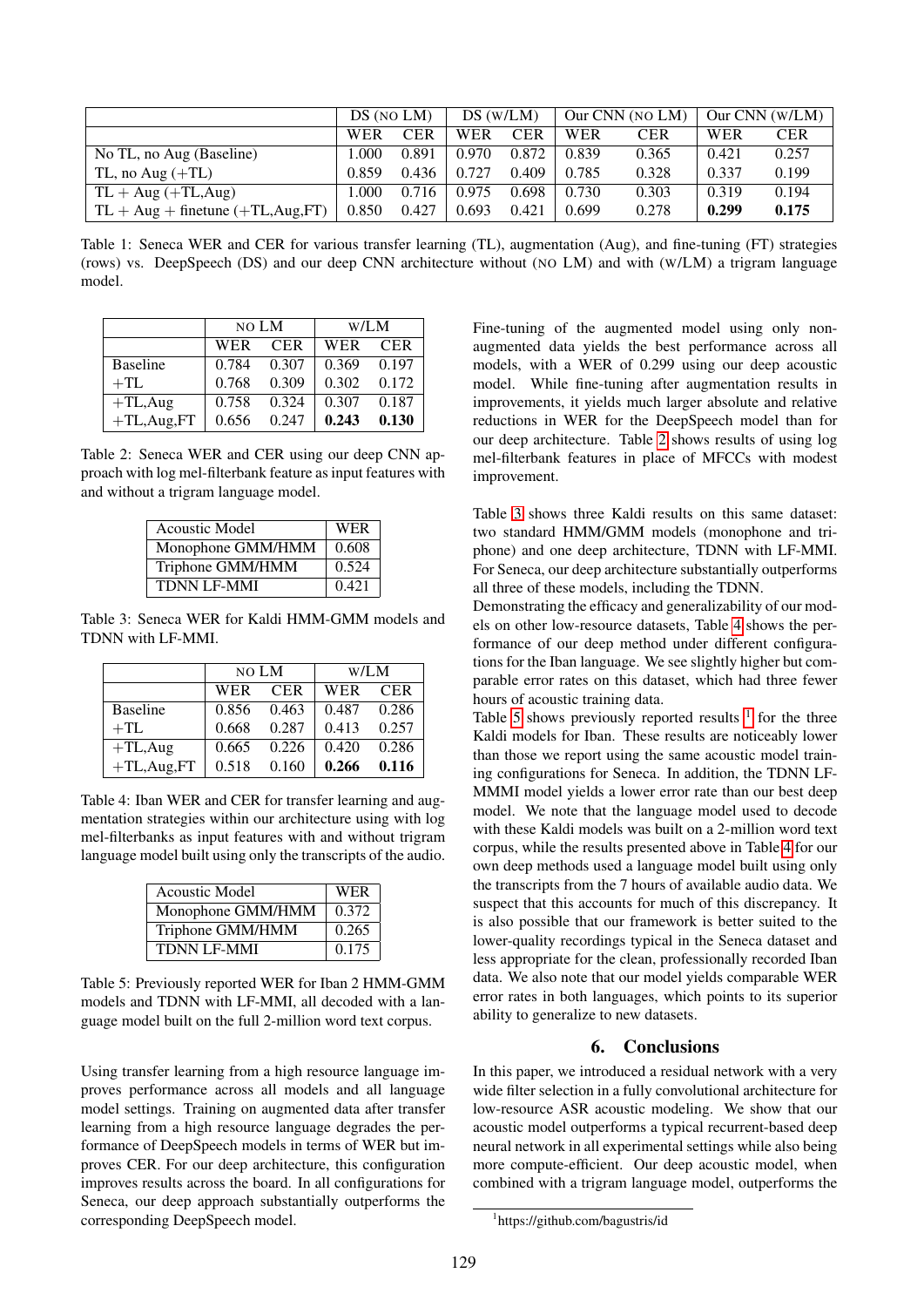| | DS (NO LM) | | DS (W/LM) | | Our CNN (NO LM) | | Our CNN (W/LM) | |
|---|---|---|---|---|---|---|---|---|
| | WER | CER | WER | CER | WER | CER | WER | CER |
| No TL, no Aug (Baseline) | 1.000 | 0.891 | 0.970 | 0.872 | 0.839 | 0.365 | 0.421 | 0.257 |
| TL, no Aug (+TL) | 0.859 | 0.436 | 0.727 | 0.409 | 0.785 | 0.328 | 0.337 | 0.199 |
| TL + Aug (+TL,Aug) | 1.000 | 0.716 | 0.975 | 0.698 | 0.730 | 0.303 | 0.319 | 0.194 |
| TL + Aug + finetune (+TL,Aug,FT) | 0.850 | 0.427 | 0.693 | 0.421 | 0.699 | 0.278 | **0.299** | **0.175** |

Table 1: Seneca WER and CER for various transfer learning (TL), augmentation (Aug), and fine-tuning (FT) strategies (rows) vs. DeepSpeech (DS) and our deep CNN architecture without (NO LM) and with (W/LM) a trigram language model.

| | NO LM | | W/LM | |
|---|---|---|---|---|
| | WER | CER | WER | CER |
| Baseline | 0.784 | 0.307 | 0.369 | 0.197 |
| +TL | 0.768 | 0.309 | 0.302 | 0.172 |
| +TL,Aug | 0.758 | 0.324 | 0.307 | 0.187 |
| +TL,Aug,FT | 0.656 | 0.247 | **0.243** | **0.130** |

Table 2: Seneca WER and CER using our deep CNN approach with log mel-filterbank feature as input features with and without a trigram language model.

| Acoustic Model | WER |
|---|---|
| Monophone GMM/HMM | 0.608 |
| Triphone GMM/HMM | 0.524 |
| TDNN LF-MMI | 0.421 |

Table 3: Seneca WER for Kaldi HMM-GMM models and TDNN with LF-MMI.

| | NO LM | | W/LM | |
|---|---|---|---|---|
| | WER | CER | WER | CER |
| Baseline | 0.856 | 0.463 | 0.487 | 0.286 |
| +TL | 0.668 | 0.287 | 0.413 | 0.257 |
| +TL,Aug | 0.665 | 0.226 | 0.420 | 0.286 |
| +TL,Aug,FT | 0.518 | 0.160 | **0.266** | **0.116** |

Table 4: Iban WER and CER for transfer learning and augmentation strategies within our architecture using with log mel-filterbanks as input features with and without trigram language model built using only the transcripts of the audio.

| Acoustic Model | WER |
|---|---|
| Monophone GMM/HMM | 0.372 |
| Triphone GMM/HMM | 0.265 |
| TDNN LF-MMI | 0.175 |

Table 5: Previously reported WER for Iban 2 HMM-GMM models and TDNN with LF-MMI, all decoded with a language model built on the full 2-million word text corpus.

Using transfer learning from a high resource language improves performance across all models and all language model settings. Training on augmented data after transfer learning from a high resource language degrades the performance of DeepSpeech models in terms of WER but improves CER. For our deep architecture, this configuration improves results across the board. In all configurations for Seneca, our deep approach substantially outperforms the corresponding DeepSpeech model.

Fine-tuning of the augmented model using only non-augmented data yields the best performance across all models, with a WER of 0.299 using our deep acoustic model. While fine-tuning after augmentation results in improvements, it yields much larger absolute and relative reductions in WER for the DeepSpeech model than for our deep architecture. Table 2 shows results of using log mel-filterbank features in place of MFCCs with modest improvement.

Table 3 shows three Kaldi results on this same dataset: two standard HMM/GMM models (monophone and triphone) and one deep architecture, TDNN with LF-MMI. For Seneca, our deep architecture substantially outperforms all three of these models, including the TDNN.

Demonstrating the efficacy and generalizability of our models on other low-resource datasets, Table 4 shows the performance of our deep method under different configurations for the Iban language. We see slightly higher but comparable error rates on this dataset, which had three fewer hours of acoustic training data.

Table 5 shows previously reported results [1] for the three Kaldi models for Iban. These results are noticeably lower than those we report using the same acoustic model training configurations for Seneca. In addition, the TDNN LF-MMMI model yields a lower error rate than our best deep model. We note that the language model used to decode with these Kaldi models was built on a 2-million word text corpus, while the results presented above in Table 4 for our own deep methods used a language model built using only the transcripts from the 7 hours of available audio data. We suspect that this accounts for much of this discrepancy. It is also possible that our framework is better suited to the lower-quality recordings typical in the Seneca dataset and less appropriate for the clean, professionally recorded Iban data. We also note that our model yields comparable WER error rates in both languages, which points to its superior ability to generalize to new datasets.

## 6. Conclusions

In this paper, we introduced a residual network with a very wide filter selection in a fully convolutional architecture for low-resource ASR acoustic modeling. We show that our acoustic model outperforms a typical recurrent-based deep neural network in all experimental settings while also being more compute-efficient. Our deep acoustic model, when combined with a trigram language model, outperforms the

[1] https://github.com/bagustris/id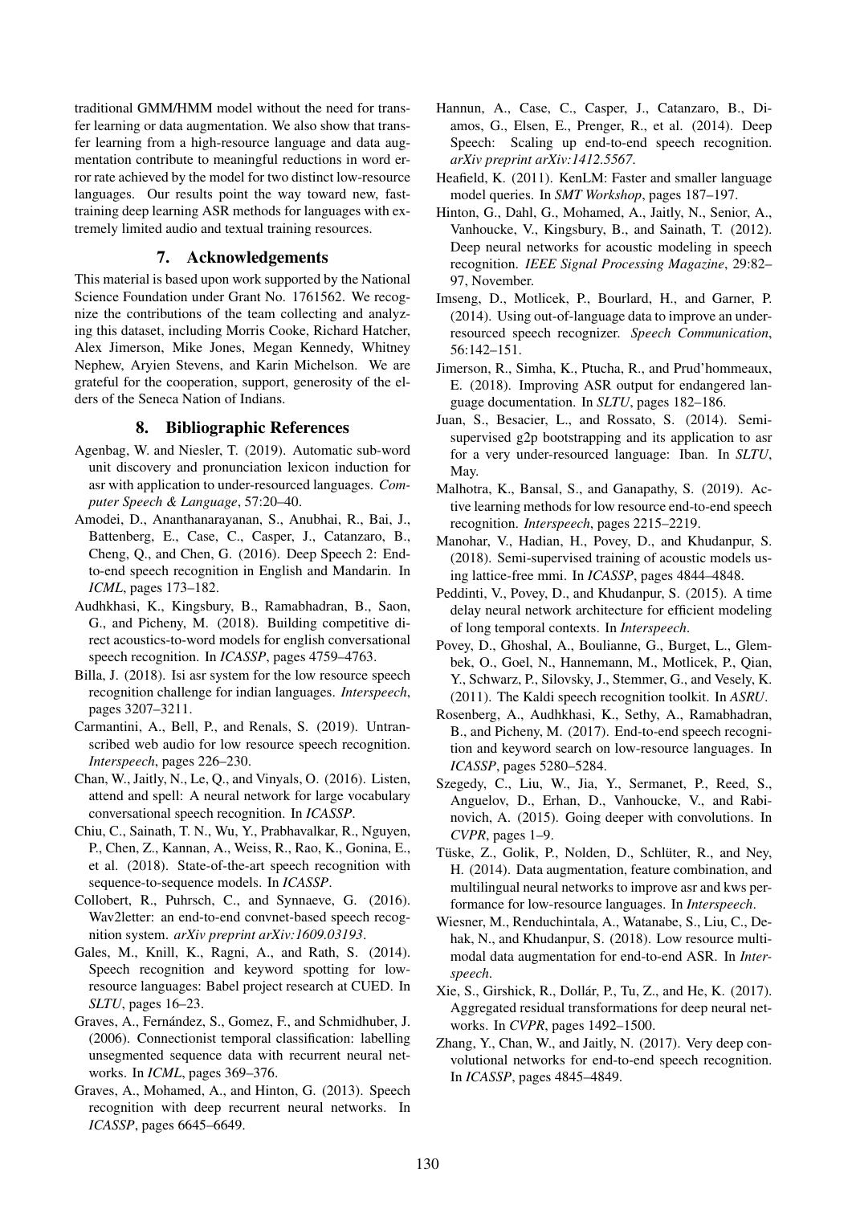traditional GMM/HMM model without the need for transfer learning or data augmentation. We also show that transfer learning from a high-resource language and data augmentation contribute to meaningful reductions in word error rate achieved by the model for two distinct low-resource languages. Our results point the way toward new, fast-training deep learning ASR methods for languages with extremely limited audio and textual training resources.

## 7. Acknowledgements

This material is based upon work supported by the National Science Foundation under Grant No. 1761562. We recognize the contributions of the team collecting and analyzing this dataset, including Morris Cooke, Richard Hatcher, Alex Jimerson, Mike Jones, Megan Kennedy, Whitney Nephew, Aryien Stevens, and Karin Michelson. We are grateful for the cooperation, support, generosity of the elders of the Seneca Nation of Indians.

## 8. Bibliographic References

Agenbag, W. and Niesler, T. (2019). Automatic sub-word unit discovery and pronunciation lexicon induction for asr with application to under-resourced languages. *Computer Speech & Language*, 57:20–40.

Amodei, D., Ananthanarayanan, S., Anubhai, R., Bai, J., Battenberg, E., Case, C., Casper, J., Catanzaro, B., Cheng, Q., and Chen, G. (2016). Deep Speech 2: End-to-end speech recognition in English and Mandarin. In *ICML*, pages 173–182.

Audhkhasi, K., Kingsbury, B., Ramabhadran, B., Saon, G., and Picheny, M. (2018). Building competitive direct acoustics-to-word models for english conversational speech recognition. In *ICASSP*, pages 4759–4763.

Billa, J. (2018). Isi asr system for the low resource speech recognition challenge for indian languages. *Interspeech*, pages 3207–3211.

Carmantini, A., Bell, P., and Renals, S. (2019). Untranscribed web audio for low resource speech recognition. *Interspeech*, pages 226–230.

Chan, W., Jaitly, N., Le, Q., and Vinyals, O. (2016). Listen, attend and spell: A neural network for large vocabulary conversational speech recognition. In *ICASSP*.

Chiu, C., Sainath, T. N., Wu, Y., Prabhavalkar, R., Nguyen, P., Chen, Z., Kannan, A., Weiss, R., Rao, K., Gonina, E., et al. (2018). State-of-the-art speech recognition with sequence-to-sequence models. In *ICASSP*.

Collobert, R., Puhrsch, C., and Synnaeve, G. (2016). Wav2letter: an end-to-end convnet-based speech recognition system. *arXiv preprint arXiv:1609.03193*.

Gales, M., Knill, K., Ragni, A., and Rath, S. (2014). Speech recognition and keyword spotting for low-resource languages: Babel project research at CUED. In *SLTU*, pages 16–23.

Graves, A., Fernández, S., Gomez, F., and Schmidhuber, J. (2006). Connectionist temporal classification: labelling unsegmented sequence data with recurrent neural networks. In *ICML*, pages 369–376.

Graves, A., Mohamed, A., and Hinton, G. (2013). Speech recognition with deep recurrent neural networks. In *ICASSP*, pages 6645–6649.

Hannun, A., Case, C., Casper, J., Catanzaro, B., Diamos, G., Elsen, E., Prenger, R., et al. (2014). Deep Speech: Scaling up end-to-end speech recognition. *arXiv preprint arXiv:1412.5567*.

Heafield, K. (2011). KenLM: Faster and smaller language model queries. In *SMT Workshop*, pages 187–197.

Hinton, G., Dahl, G., Mohamed, A., Jaitly, N., Senior, A., Vanhoucke, V., Kingsbury, B., and Sainath, T. (2012). Deep neural networks for acoustic modeling in speech recognition. *IEEE Signal Processing Magazine*, 29:82–97, November.

Imseng, D., Motlicek, P., Bourlard, H., and Garner, P. (2014). Using out-of-language data to improve an under-resourced speech recognizer. *Speech Communication*, 56:142–151.

Jimerson, R., Simha, K., Ptucha, R., and Prud'hommeaux, E. (2018). Improving ASR output for endangered language documentation. In *SLTU*, pages 182–186.

Juan, S., Besacier, L., and Rossato, S. (2014). Semi-supervised g2p bootstrapping and its application to asr for a very under-resourced language: Iban. In *SLTU*, May.

Malhotra, K., Bansal, S., and Ganapathy, S. (2019). Active learning methods for low resource end-to-end speech recognition. *Interspeech*, pages 2215–2219.

Manohar, V., Hadian, H., Povey, D., and Khudanpur, S. (2018). Semi-supervised training of acoustic models using lattice-free mmi. In *ICASSP*, pages 4844–4848.

Peddinti, V., Povey, D., and Khudanpur, S. (2015). A time delay neural network architecture for efficient modeling of long temporal contexts. In *Interspeech*.

Povey, D., Ghoshal, A., Boulianne, G., Burget, L., Glembek, O., Goel, N., Hannemann, M., Motlicek, P., Qian, Y., Schwarz, P., Silovsky, J., Stemmer, G., and Vesely, K. (2011). The Kaldi speech recognition toolkit. In *ASRU*.

Rosenberg, A., Audhkhasi, K., Sethy, A., Ramabhadran, B., and Picheny, M. (2017). End-to-end speech recognition and keyword search on low-resource languages. In *ICASSP*, pages 5280–5284.

Szegedy, C., Liu, W., Jia, Y., Sermanet, P., Reed, S., Anguelov, D., Erhan, D., Vanhoucke, V., and Rabinovich, A. (2015). Going deeper with convolutions. In *CVPR*, pages 1–9.

Tüske, Z., Golik, P., Nolden, D., Schlüter, R., and Ney, H. (2014). Data augmentation, feature combination, and multilingual neural networks to improve asr and kws performance for low-resource languages. In *Interspeech*.

Wiesner, M., Renduchintala, A., Watanabe, S., Liu, C., Dehak, N., and Khudanpur, S. (2018). Low resource multi-modal data augmentation for end-to-end ASR. In *Interspeech*.

Xie, S., Girshick, R., Dollár, P., Tu, Z., and He, K. (2017). Aggregated residual transformations for deep neural networks. In *CVPR*, pages 1492–1500.

Zhang, Y., Chan, W., and Jaitly, N. (2017). Very deep convolutional networks for end-to-end speech recognition. In *ICASSP*, pages 4845–4849.